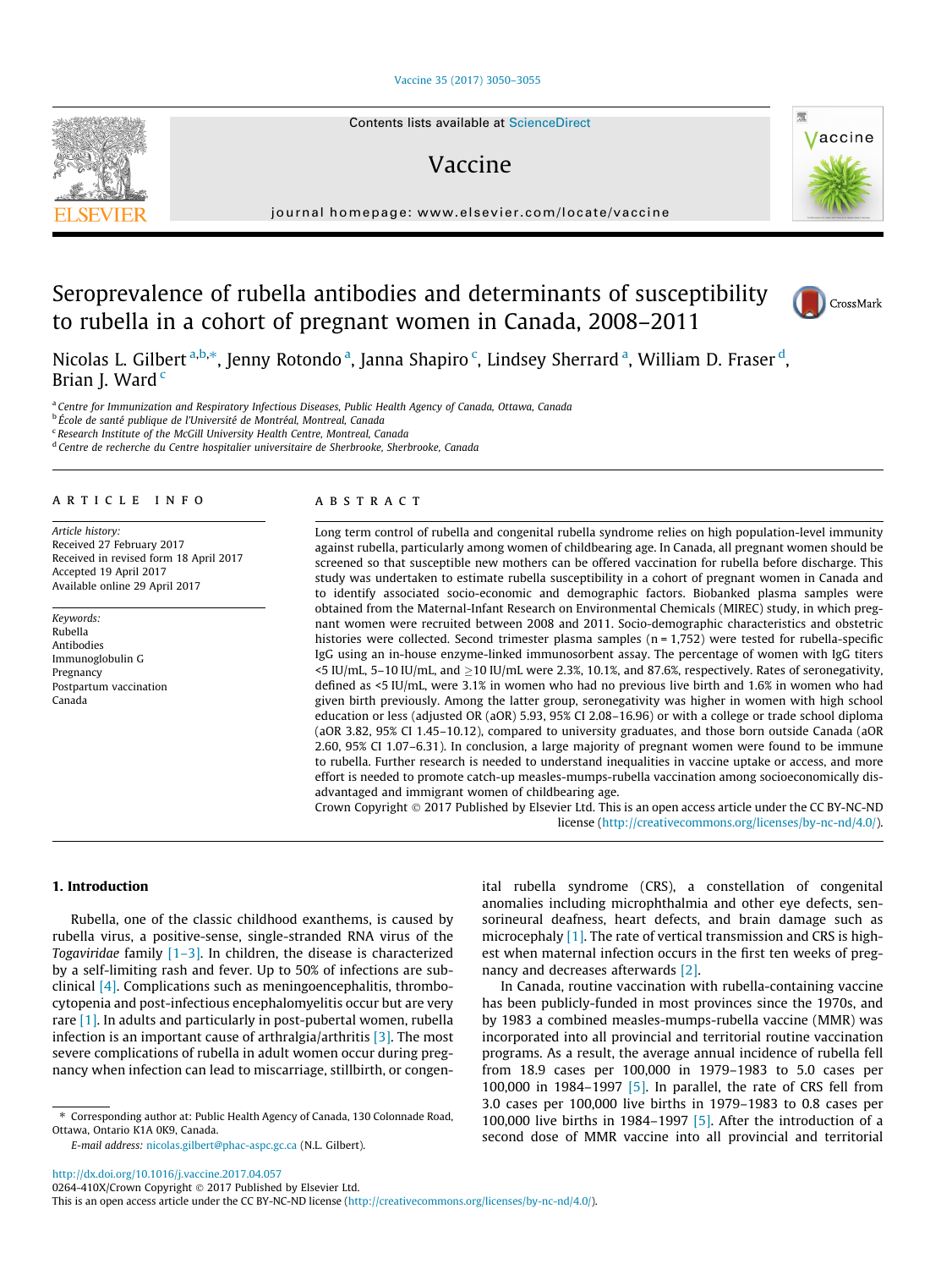# Seroprevalence of rubella antibodies and determinants of susceptibility to rubella in a cohort of pregnant women in Canada, 2008–2011

Nicolas L. Gilbert [a,b,*], Jenny Rotondo [a], Janna Shapiro [c], Lindsey Sherrard [a], William D. Fraser [d], Brian J. Ward [c]

[a] Centre for Immunization and Respiratory Infectious Diseases, Public Health Agency of Canada, Ottawa, Canada
[b] École de santé publique de l'Université de Montréal, Montreal, Canada
[c] Research Institute of the McGill University Health Centre, Montreal, Canada
[d] Centre de recherche du Centre hospitalier universitaire de Sherbrooke, Sherbrooke, Canada

## ARTICLE INFO

*Article history:*
Received 27 February 2017
Received in revised form 18 April 2017
Accepted 19 April 2017
Available online 29 April 2017

*Keywords:*
Rubella
Antibodies
Immunoglobulin G
Pregnancy
Postpartum vaccination
Canada

## ABSTRACT

Long term control of rubella and congenital rubella syndrome relies on high population-level immunity against rubella, particularly among women of childbearing age. In Canada, all pregnant women should be screened so that susceptible new mothers can be offered vaccination for rubella before discharge. This study was undertaken to estimate rubella susceptibility in a cohort of pregnant women in Canada and to identify associated socio-economic and demographic factors. Biobanked plasma samples were obtained from the Maternal-Infant Research on Environmental Chemicals (MIREC) study, in which pregnant women were recruited between 2008 and 2011. Socio-demographic characteristics and obstetric histories were collected. Second trimester plasma samples (n = 1,752) were tested for rubella-specific IgG using an in-house enzyme-linked immunosorbent assay. The percentage of women with IgG titers <5 IU/mL, 5–10 IU/mL, and ≥10 IU/mL were 2.3%, 10.1%, and 87.6%, respectively. Rates of seronegativity, defined as <5 IU/mL, were 3.1% in women who had no previous live birth and 1.6% in women who had given birth previously. Among the latter group, seronegativity was higher in women with high school education or less (adjusted OR (aOR) 5.93, 95% CI 2.08–16.96) or with a college or trade school diploma (aOR 3.82, 95% CI 1.45–10.12), compared to university graduates, and those born outside Canada (aOR 2.60, 95% CI 1.07–6.31). In conclusion, a large majority of pregnant women were found to be immune to rubella. Further research is needed to understand inequalities in vaccine uptake or access, and more effort is needed to promote catch-up measles-mumps-rubella vaccination among socioeconomically disadvantaged and immigrant women of childbearing age.

Crown Copyright © 2017 Published by Elsevier Ltd. This is an open access article under the CC BY-NC-ND license (http://creativecommons.org/licenses/by-nc-nd/4.0/).

## 1. Introduction

Rubella, one of the classic childhood exanthems, is caused by rubella virus, a positive-sense, single-stranded RNA virus of the *Togaviridae* family [1–3]. In children, the disease is characterized by a self-limiting rash and fever. Up to 50% of infections are subclinical [4]. Complications such as meningoencephalitis, thrombocytopenia and post-infectious encephalomyelitis occur but are very rare [1]. In adults and particularly in post-pubertal women, rubella infection is an important cause of arthralgia/arthritis [3]. The most severe complications of rubella in adult women occur during pregnancy when infection can lead to miscarriage, stillbirth, or congenital rubella syndrome (CRS), a constellation of congenital anomalies including microphthalmia and other eye defects, sensorineural deafness, heart defects, and brain damage such as microcephaly [1]. The rate of vertical transmission and CRS is highest when maternal infection occurs in the first ten weeks of pregnancy and decreases afterwards [2].

In Canada, routine vaccination with rubella-containing vaccine has been publicly-funded in most provinces since the 1970s, and by 1983 a combined measles-mumps-rubella vaccine (MMR) was incorporated into all provincial and territorial routine vaccination programs. As a result, the average annual incidence of rubella fell from 18.9 cases per 100,000 in 1979–1983 to 5.0 cases per 100,000 in 1984–1997 [5]. In parallel, the rate of CRS fell from 3.0 cases per 100,000 live births in 1979–1983 to 0.8 cases per 100,000 live births in 1984–1997 [5]. After the introduction of a second dose of MMR vaccine into all provincial and territorial

* Corresponding author at: Public Health Agency of Canada, 130 Colonnade Road, Ottawa, Ontario K1A 0K9, Canada.
*E-mail address:* nicolas.gilbert@phac-aspc.gc.ca (N.L. Gilbert).

http://dx.doi.org/10.1016/j.vaccine.2017.04.057
0264-410X/Crown Copyright © 2017 Published by Elsevier Ltd.
This is an open access article under the CC BY-NC-ND license (http://creativecommons.org/licenses/by-nc-nd/4.0/).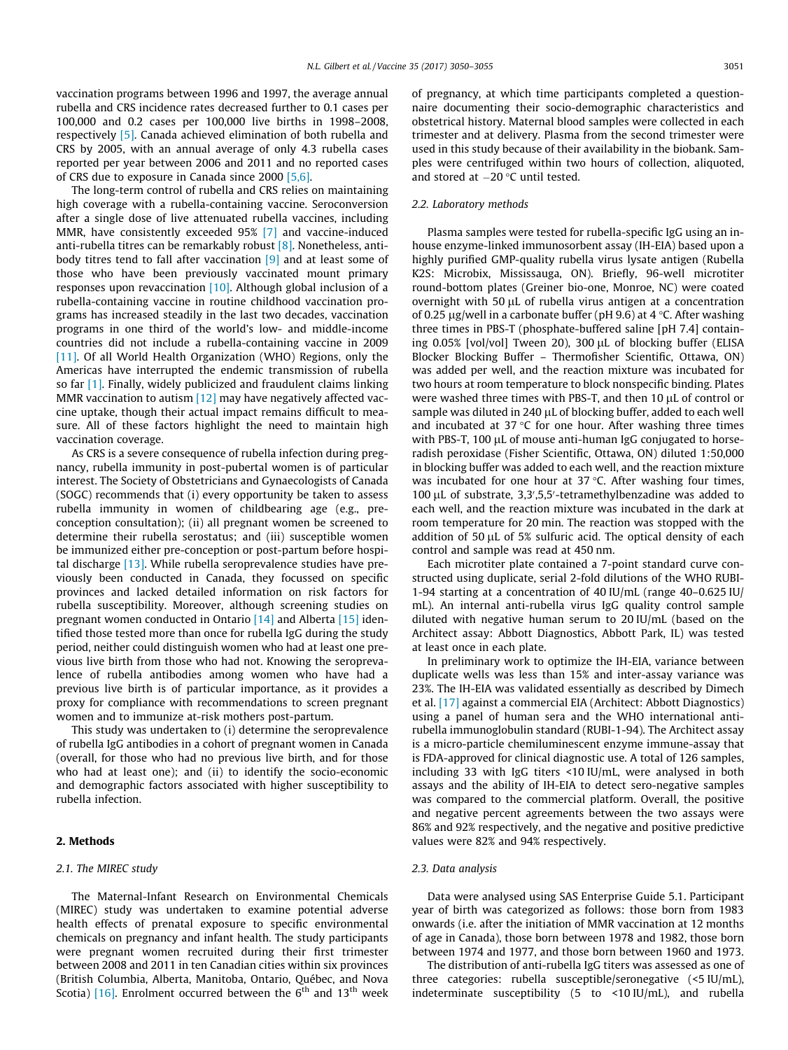vaccination programs between 1996 and 1997, the average annual rubella and CRS incidence rates decreased further to 0.1 cases per 100,000 and 0.2 cases per 100,000 live births in 1998–2008, respectively [5]. Canada achieved elimination of both rubella and CRS by 2005, with an annual average of only 4.3 rubella cases reported per year between 2006 and 2011 and no reported cases of CRS due to exposure in Canada since 2000 [5,6].

The long-term control of rubella and CRS relies on maintaining high coverage with a rubella-containing vaccine. Seroconversion after a single dose of live attenuated rubella vaccines, including MMR, have consistently exceeded 95% [7] and vaccine-induced anti-rubella titres can be remarkably robust [8]. Nonetheless, antibody titres tend to fall after vaccination [9] and at least some of those who have been previously vaccinated mount primary responses upon revaccination [10]. Although global inclusion of a rubella-containing vaccine in routine childhood vaccination programs has increased steadily in the last two decades, vaccination programs in one third of the world's low- and middle-income countries did not include a rubella-containing vaccine in 2009 [11]. Of all World Health Organization (WHO) Regions, only the Americas have interrupted the endemic transmission of rubella so far [1]. Finally, widely publicized and fraudulent claims linking MMR vaccination to autism [12] may have negatively affected vaccine uptake, though their actual impact remains difficult to measure. All of these factors highlight the need to maintain high vaccination coverage.

As CRS is a severe consequence of rubella infection during pregnancy, rubella immunity in post-pubertal women is of particular interest. The Society of Obstetricians and Gynaecologists of Canada (SOGC) recommends that (i) every opportunity be taken to assess rubella immunity in women of childbearing age (e.g., preconception consultation); (ii) all pregnant women be screened to determine their rubella serostatus; and (iii) susceptible women be immunized either pre-conception or post-partum before hospital discharge [13]. While rubella seroprevalence studies have previously been conducted in Canada, they focussed on specific provinces and lacked detailed information on risk factors for rubella susceptibility. Moreover, although screening studies on pregnant women conducted in Ontario [14] and Alberta [15] identified those tested more than once for rubella IgG during the study period, neither could distinguish women who had at least one previous live birth from those who had not. Knowing the seroprevalence of rubella antibodies among women who have had a previous live birth is of particular importance, as it provides a proxy for compliance with recommendations to screen pregnant women and to immunize at-risk mothers post-partum.

This study was undertaken to (i) determine the seroprevalence of rubella IgG antibodies in a cohort of pregnant women in Canada (overall, for those who had no previous live birth, and for those who had at least one); and (ii) to identify the socio-economic and demographic factors associated with higher susceptibility to rubella infection.

## 2. Methods

### 2.1. The MIREC study

The Maternal-Infant Research on Environmental Chemicals (MIREC) study was undertaken to examine potential adverse health effects of prenatal exposure to specific environmental chemicals on pregnancy and infant health. The study participants were pregnant women recruited during their first trimester between 2008 and 2011 in ten Canadian cities within six provinces (British Columbia, Alberta, Manitoba, Ontario, Québec, and Nova Scotia) [16]. Enrolment occurred between the 6th and 13th week of pregnancy, at which time participants completed a questionnaire documenting their socio-demographic characteristics and obstetrical history. Maternal blood samples were collected in each trimester and at delivery. Plasma from the second trimester were used in this study because of their availability in the biobank. Samples were centrifuged within two hours of collection, aliquoted, and stored at −20 °C until tested.

### 2.2. Laboratory methods

Plasma samples were tested for rubella-specific IgG using an in-house enzyme-linked immunosorbent assay (IH-EIA) based upon a highly purified GMP-quality rubella virus lysate antigen (Rubella K2S: Microbix, Mississauga, ON). Briefly, 96-well microtiter round-bottom plates (Greiner bio-one, Monroe, NC) were coated overnight with 50 μL of rubella virus antigen at a concentration of 0.25 μg/well in a carbonate buffer (pH 9.6) at 4 °C. After washing three times in PBS-T (phosphate-buffered saline [pH 7.4] containing 0.05% [vol/vol] Tween 20), 300 μL of blocking buffer (ELISA Blocker Blocking Buffer – Thermofisher Scientific, Ottawa, ON) was added per well, and the reaction mixture was incubated for two hours at room temperature to block nonspecific binding. Plates were washed three times with PBS-T, and then 10 μL of control or sample was diluted in 240 μL of blocking buffer, added to each well and incubated at 37 °C for one hour. After washing three times with PBS-T, 100 μL of mouse anti-human IgG conjugated to horseradish peroxidase (Fisher Scientific, Ottawa, ON) diluted 1:50,000 in blocking buffer was added to each well, and the reaction mixture was incubated for one hour at 37 °C. After washing four times, 100 μL of substrate, 3,3′,5,5′-tetramethylbenzadine was added to each well, and the reaction mixture was incubated in the dark at room temperature for 20 min. The reaction was stopped with the addition of 50 μL of 5% sulfuric acid. The optical density of each control and sample was read at 450 nm.

Each microtiter plate contained a 7-point standard curve constructed using duplicate, serial 2-fold dilutions of the WHO RUBI-1-94 starting at a concentration of 40 IU/mL (range 40–0.625 IU/mL). An internal anti-rubella virus IgG quality control sample diluted with negative human serum to 20 IU/mL (based on the Architect assay: Abbott Diagnostics, Abbott Park, IL) was tested at least once in each plate.

In preliminary work to optimize the IH-EIA, variance between duplicate wells was less than 15% and inter-assay variance was 23%. The IH-EIA was validated essentially as described by Dimech et al. [17] against a commercial EIA (Architect: Abbott Diagnostics) using a panel of human sera and the WHO international anti-rubella immunoglobulin standard (RUBI-1-94). The Architect assay is a micro-particle chemiluminescent enzyme immune-assay that is FDA-approved for clinical diagnostic use. A total of 126 samples, including 33 with IgG titers <10 IU/mL, were analysed in both assays and the ability of IH-EIA to detect sero-negative samples was compared to the commercial platform. Overall, the positive and negative percent agreements between the two assays were 86% and 92% respectively, and the negative and positive predictive values were 82% and 94% respectively.

### 2.3. Data analysis

Data were analysed using SAS Enterprise Guide 5.1. Participant year of birth was categorized as follows: those born from 1983 onwards (i.e. after the initiation of MMR vaccination at 12 months of age in Canada), those born between 1978 and 1982, those born between 1974 and 1977, and those born between 1960 and 1973.

The distribution of anti-rubella IgG titers was assessed as one of three categories: rubella susceptible/seronegative (<5 IU/mL), indeterminate susceptibility (5 to <10 IU/mL), and rubella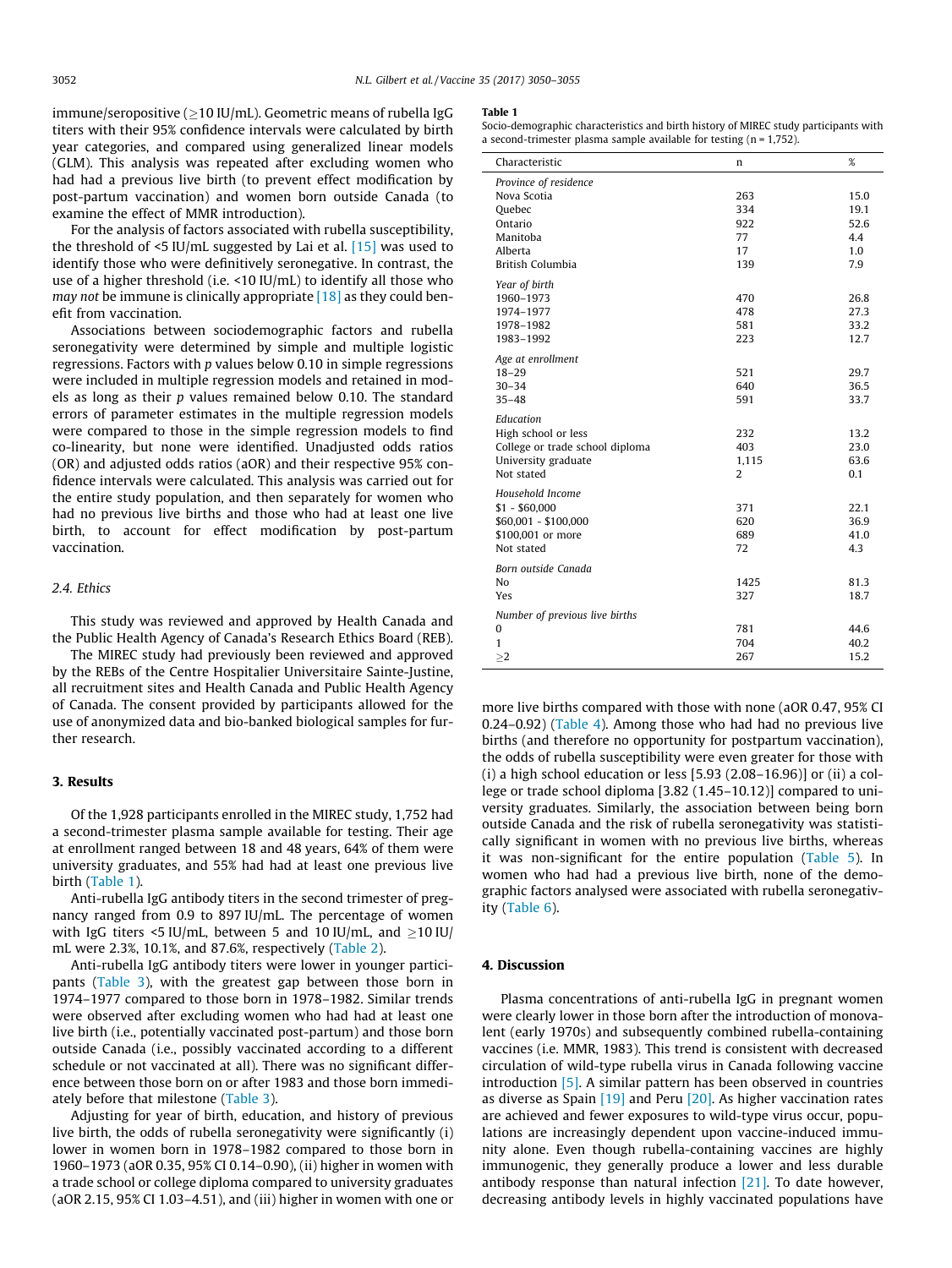immune/seropositive (≥10 IU/mL). Geometric means of rubella IgG titers with their 95% confidence intervals were calculated by birth year categories, and compared using generalized linear models (GLM). This analysis was repeated after excluding women who had had a previous live birth (to prevent effect modification by post-partum vaccination) and women born outside Canada (to examine the effect of MMR introduction).

For the analysis of factors associated with rubella susceptibility, the threshold of <5 IU/mL suggested by Lai et al. [15] was used to identify those who were definitively seronegative. In contrast, the use of a higher threshold (i.e. <10 IU/mL) to identify all those who *may not* be immune is clinically appropriate [18] as they could benefit from vaccination.

Associations between sociodemographic factors and rubella seronegativity were determined by simple and multiple logistic regressions. Factors with *p* values below 0.10 in simple regressions were included in multiple regression models and retained in models as long as their *p* values remained below 0.10. The standard errors of parameter estimates in the multiple regression models were compared to those in the simple regression models to find co-linearity, but none were identified. Unadjusted odds ratios (OR) and adjusted odds ratios (aOR) and their respective 95% confidence intervals were calculated. This analysis was carried out for the entire study population, and then separately for women who had no previous live births and those who had at least one live birth, to account for effect modification by post-partum vaccination.

### 2.4. Ethics

This study was reviewed and approved by Health Canada and the Public Health Agency of Canada's Research Ethics Board (REB).

The MIREC study had previously been reviewed and approved by the REBs of the Centre Hospitalier Universitaire Sainte-Justine, all recruitment sites and Health Canada and Public Health Agency of Canada. The consent provided by participants allowed for the use of anonymized data and bio-banked biological samples for further research.

## 3. Results

Of the 1,928 participants enrolled in the MIREC study, 1,752 had a second-trimester plasma sample available for testing. Their age at enrollment ranged between 18 and 48 years, 64% of them were university graduates, and 55% had had at least one previous live birth (Table 1).

Anti-rubella IgG antibody titers in the second trimester of pregnancy ranged from 0.9 to 897 IU/mL. The percentage of women with IgG titers <5 IU/mL, between 5 and 10 IU/mL, and ≥10 IU/mL were 2.3%, 10.1%, and 87.6%, respectively (Table 2).

Anti-rubella IgG antibody titers were lower in younger participants (Table 3), with the greatest gap between those born in 1974–1977 compared to those born in 1978–1982. Similar trends were observed after excluding women who had had at least one live birth (i.e., potentially vaccinated post-partum) and those born outside Canada (i.e., possibly vaccinated according to a different schedule or not vaccinated at all). There was no significant difference between those born on or after 1983 and those born immediately before that milestone (Table 3).

Adjusting for year of birth, education, and history of previous live birth, the odds of rubella seronegativity were significantly (i) lower in women born in 1978–1982 compared to those born in 1960–1973 (aOR 0.35, 95% CI 0.14–0.90), (ii) higher in women with a trade school or college diploma compared to university graduates (aOR 2.15, 95% CI 1.03–4.51), and (iii) higher in women with one or more live births compared with those with none (aOR 0.47, 95% CI 0.24–0.92) (Table 4). Among those who had had no previous live births (and therefore no opportunity for postpartum vaccination), the odds of rubella susceptibility were even greater for those with (i) a high school education or less [5.93 (2.08–16.96)] or (ii) a college or trade school diploma [3.82 (1.45–10.12)] compared to university graduates. Similarly, the association between being born outside Canada and the risk of rubella seronegativity was statistically significant in women with no previous live births, whereas it was non-significant for the entire population (Table 5). In women who had had a previous live birth, none of the demographic factors analysed were associated with rubella seronegativity (Table 6).

**Table 1**
Socio-demographic characteristics and birth history of MIREC study participants with a second-trimester plasma sample available for testing (n = 1,752).

| Characteristic | n | % |
|---|---|---|
| *Province of residence* | | |
| Nova Scotia | 263 | 15.0 |
| Quebec | 334 | 19.1 |
| Ontario | 922 | 52.6 |
| Manitoba | 77 | 4.4 |
| Alberta | 17 | 1.0 |
| British Columbia | 139 | 7.9 |
| *Year of birth* | | |
| 1960–1973 | 470 | 26.8 |
| 1974–1977 | 478 | 27.3 |
| 1978–1982 | 581 | 33.2 |
| 1983–1992 | 223 | 12.7 |
| *Age at enrollment* | | |
| 18–29 | 521 | 29.7 |
| 30–34 | 640 | 36.5 |
| 35–48 | 591 | 33.7 |
| *Education* | | |
| High school or less | 232 | 13.2 |
| College or trade school diploma | 403 | 23.0 |
| University graduate | 1,115 | 63.6 |
| Not stated | 2 | 0.1 |
| *Household Income* | | |
| $1 - $60,000 | 371 | 22.1 |
| $60,001 - $100,000 | 620 | 36.9 |
| $100,001 or more | 689 | 41.0 |
| Not stated | 72 | 4.3 |
| *Born outside Canada* | | |
| No | 1425 | 81.3 |
| Yes | 327 | 18.7 |
| *Number of previous live births* | | |
| 0 | 781 | 44.6 |
| 1 | 704 | 40.2 |
| ≥2 | 267 | 15.2 |

## 4. Discussion

Plasma concentrations of anti-rubella IgG in pregnant women were clearly lower in those born after the introduction of monovalent (early 1970s) and subsequently combined rubella-containing vaccines (i.e. MMR, 1983). This trend is consistent with decreased circulation of wild-type rubella virus in Canada following vaccine introduction [5]. A similar pattern has been observed in countries as diverse as Spain [19] and Peru [20]. As higher vaccination rates are achieved and fewer exposures to wild-type virus occur, populations are increasingly dependent upon vaccine-induced immunity alone. Even though rubella-containing vaccines are highly immunogenic, they generally produce a lower and less durable antibody response than natural infection [21]. To date however, decreasing antibody levels in highly vaccinated populations have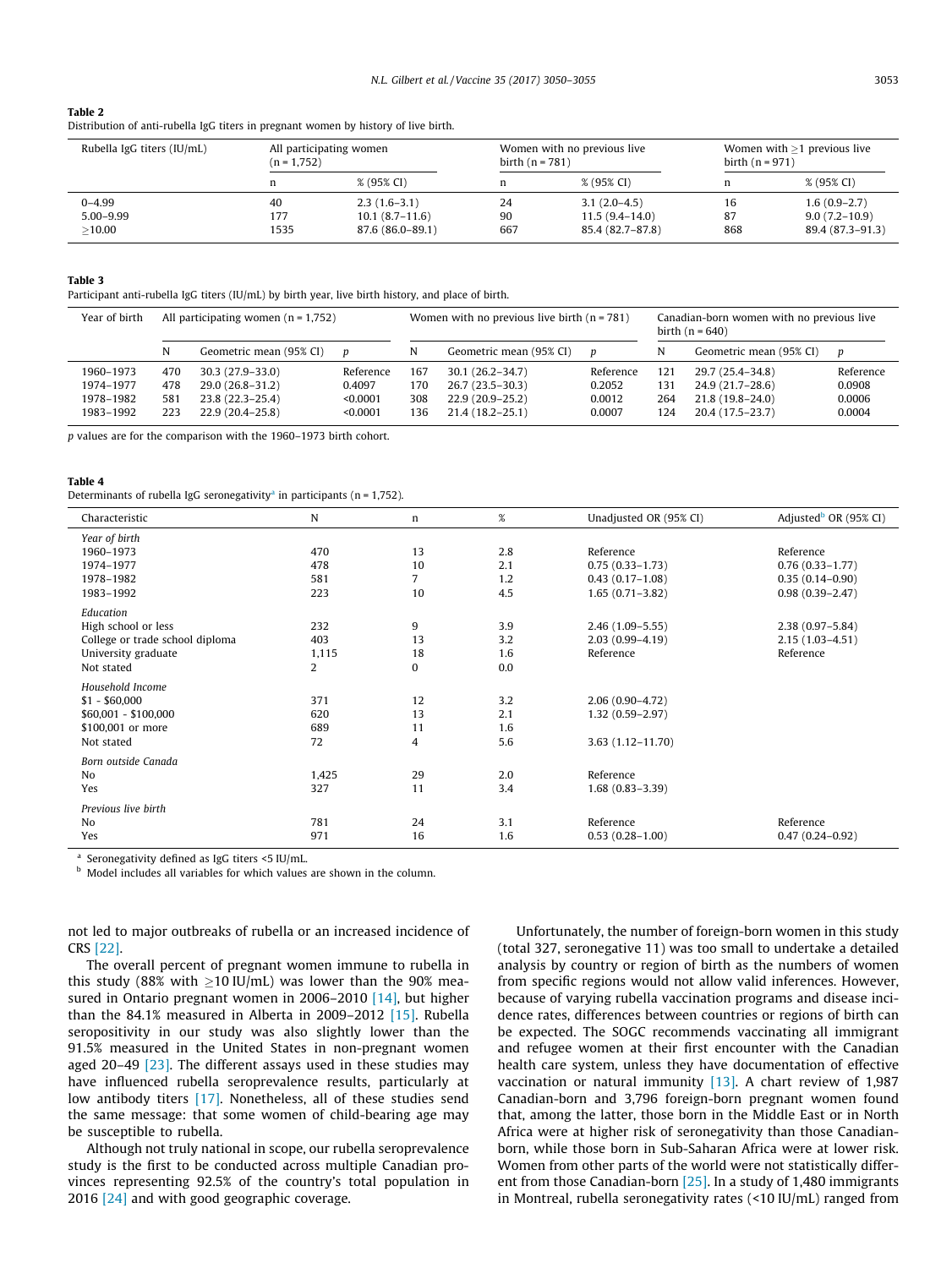**Table 2**
Distribution of anti-rubella IgG titers in pregnant women by history of live birth.

| Rubella IgG titers (IU/mL) | All participating women (n = 1,752) | | Women with no previous live birth (n = 781) | | Women with ≥1 previous live birth (n = 971) | |
|---|---|---|---|---|---|---|
| | n | % (95% CI) | n | % (95% CI) | n | % (95% CI) |
| 0–4.99 | 40 | 2.3 (1.6–3.1) | 24 | 3.1 (2.0–4.5) | 16 | 1.6 (0.9–2.7) |
| 5.00–9.99 | 177 | 10.1 (8.7–11.6) | 90 | 11.5 (9.4–14.0) | 87 | 9.0 (7.2–10.9) |
| ≥10.00 | 1535 | 87.6 (86.0–89.1) | 667 | 85.4 (82.7–87.8) | 868 | 89.4 (87.3–91.3) |

**Table 3**
Participant anti-rubella IgG titers (IU/mL) by birth year, live birth history, and place of birth.

| Year of birth | All participating women (n = 1,752) | | | Women with no previous live birth (n = 781) | | | Canadian-born women with no previous live birth (n = 640) | | |
|---|---|---|---|---|---|---|---|---|---|
| | N | Geometric mean (95% CI) | *p* | N | Geometric mean (95% CI) | *p* | N | Geometric mean (95% CI) | *p* |
| 1960–1973 | 470 | 30.3 (27.9–33.0) | Reference | 167 | 30.1 (26.2–34.7) | Reference | 121 | 29.7 (25.4–34.8) | Reference |
| 1974–1977 | 478 | 29.0 (26.8–31.2) | 0.4097 | 170 | 26.7 (23.5–30.3) | 0.2052 | 131 | 24.9 (21.7–28.6) | 0.0908 |
| 1978–1982 | 581 | 23.8 (22.3–25.4) | <0.0001 | 308 | 22.9 (20.9–25.2) | 0.0012 | 264 | 21.8 (19.8–24.0) | 0.0006 |
| 1983–1992 | 223 | 22.9 (20.4–25.8) | <0.0001 | 136 | 21.4 (18.2–25.1) | 0.0007 | 124 | 20.4 (17.5–23.7) | 0.0004 |

*p* values are for the comparison with the 1960–1973 birth cohort.

**Table 4**
Determinants of rubella IgG seronegativity[a] in participants (n = 1,752).

| Characteristic | N | n | % | Unadjusted OR (95% CI) | Adjusted[b] OR (95% CI) |
|---|---|---|---|---|---|
| *Year of birth* | | | | | |
| 1960–1973 | 470 | 13 | 2.8 | Reference | Reference |
| 1974–1977 | 478 | 10 | 2.1 | 0.75 (0.33–1.73) | 0.76 (0.33–1.77) |
| 1978–1982 | 581 | 7 | 1.2 | 0.43 (0.17–1.08) | 0.35 (0.14–0.90) |
| 1983–1992 | 223 | 10 | 4.5 | 1.65 (0.71–3.82) | 0.98 (0.39–2.47) |
| *Education* | | | | | |
| High school or less | 232 | 9 | 3.9 | 2.46 (1.09–5.55) | 2.38 (0.97–5.84) |
| College or trade school diploma | 403 | 13 | 3.2 | 2.03 (0.99–4.19) | 2.15 (1.03–4.51) |
| University graduate | 1,115 | 18 | 1.6 | Reference | Reference |
| Not stated | 2 | 0 | 0.0 | | |
| *Household Income* | | | | | |
| $1 - $60,000 | 371 | 12 | 3.2 | 2.06 (0.90–4.72) | |
| $60,001 - $100,000 | 620 | 13 | 2.1 | 1.32 (0.59–2.97) | |
| $100,001 or more | 689 | 11 | 1.6 | | |
| Not stated | 72 | 4 | 5.6 | 3.63 (1.12–11.70) | |
| *Born outside Canada* | | | | | |
| No | 1,425 | 29 | 2.0 | Reference | |
| Yes | 327 | 11 | 3.4 | 1.68 (0.83–3.39) | |
| *Previous live birth* | | | | | |
| No | 781 | 24 | 3.1 | Reference | Reference |
| Yes | 971 | 16 | 1.6 | 0.53 (0.28–1.00) | 0.47 (0.24–0.92) |

[a] Seronegativity defined as IgG titers <5 IU/mL.
[b] Model includes all variables for which values are shown in the column.

not led to major outbreaks of rubella or an increased incidence of CRS [22].

The overall percent of pregnant women immune to rubella in this study (88% with ≥10 IU/mL) was lower than the 90% measured in Ontario pregnant women in 2006–2010 [14], but higher than the 84.1% measured in Alberta in 2009–2012 [15]. Rubella seropositivity in our study was also slightly lower than the 91.5% measured in the United States in non-pregnant women aged 20–49 [23]. The different assays used in these studies may have influenced rubella seroprevalence results, particularly at low antibody titers [17]. Nonetheless, all of these studies send the same message: that some women of child-bearing age may be susceptible to rubella.

Although not truly national in scope, our rubella seroprevalence study is the first to be conducted across multiple Canadian provinces representing 92.5% of the country's total population in 2016 [24] and with good geographic coverage.

Unfortunately, the number of foreign-born women in this study (total 327, seronegative 11) was too small to undertake a detailed analysis by country or region of birth as the numbers of women from specific regions would not allow valid inferences. However, because of varying rubella vaccination programs and disease incidence rates, differences between countries or regions of birth can be expected. The SOGC recommends vaccinating all immigrant and refugee women at their first encounter with the Canadian health care system, unless they have documentation of effective vaccination or natural immunity [13]. A chart review of 1,987 Canadian-born and 3,796 foreign-born pregnant women found that, among the latter, those born in the Middle East or in North Africa were at higher risk of seronegativity than those Canadian-born, while those born in Sub-Saharan Africa were at lower risk. Women from other parts of the world were not statistically different from those Canadian-born [25]. In a study of 1,480 immigrants in Montreal, rubella seronegativity rates (<10 IU/mL) ranged from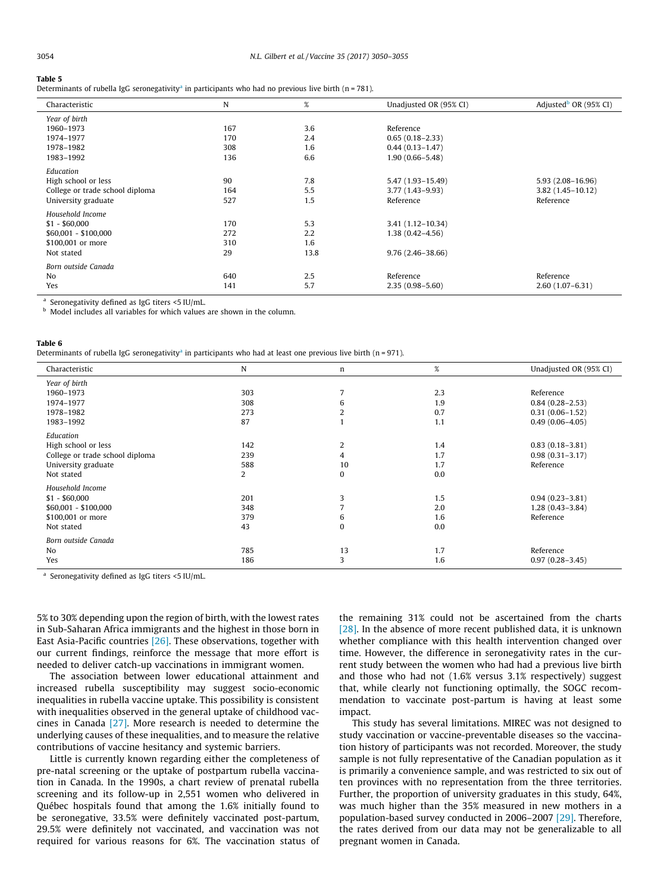**Table 5**
Determinants of rubella IgG seronegativity[a] in participants who had no previous live birth (n = 781).

| Characteristic | N | % | Unadjusted OR (95% CI) | Adjusted[b] OR (95% CI) |
|---|---|---|---|---|
| *Year of birth* | | | | |
| 1960–1973 | 167 | 3.6 | Reference | |
| 1974–1977 | 170 | 2.4 | 0.65 (0.18–2.33) | |
| 1978–1982 | 308 | 1.6 | 0.44 (0.13–1.47) | |
| 1983–1992 | 136 | 6.6 | 1.90 (0.66–5.48) | |
| *Education* | | | | |
| High school or less | 90 | 7.8 | 5.47 (1.93–15.49) | 5.93 (2.08–16.96) |
| College or trade school diploma | 164 | 5.5 | 3.77 (1.43–9.93) | 3.82 (1.45–10.12) |
| University graduate | 527 | 1.5 | Reference | Reference |
| *Household Income* | | | | |
| $1 - $60,000 | 170 | 5.3 | 3.41 (1.12–10.34) | |
| $60,001 - $100,000 | 272 | 2.2 | 1.38 (0.42–4.56) | |
| $100,001 or more | 310 | 1.6 | | |
| Not stated | 29 | 13.8 | 9.76 (2.46–38.66) | |
| *Born outside Canada* | | | | |
| No | 640 | 2.5 | Reference | Reference |
| Yes | 141 | 5.7 | 2.35 (0.98–5.60) | 2.60 (1.07–6.31) |

[a] Seronegativity defined as IgG titers <5 IU/mL.
[b] Model includes all variables for which values are shown in the column.

**Table 6**
Determinants of rubella IgG seronegativity[a] in participants who had at least one previous live birth (n = 971).

| Characteristic | N | n | % | Unadjusted OR (95% CI) |
|---|---|---|---|---|
| *Year of birth* | | | | |
| 1960–1973 | 303 | 7 | 2.3 | Reference |
| 1974–1977 | 308 | 6 | 1.9 | 0.84 (0.28–2.53) |
| 1978–1982 | 273 | 2 | 0.7 | 0.31 (0.06–1.52) |
| 1983–1992 | 87 | 1 | 1.1 | 0.49 (0.06–4.05) |
| *Education* | | | | |
| High school or less | 142 | 2 | 1.4 | 0.83 (0.18–3.81) |
| College or trade school diploma | 239 | 4 | 1.7 | 0.98 (0.31–3.17) |
| University graduate | 588 | 10 | 1.7 | Reference |
| Not stated | 2 | 0 | 0.0 | |
| *Household Income* | | | | |
| $1 - $60,000 | 201 | 3 | 1.5 | 0.94 (0.23–3.81) |
| $60,001 - $100,000 | 348 | 7 | 2.0 | 1.28 (0.43–3.84) |
| $100,001 or more | 379 | 6 | 1.6 | Reference |
| Not stated | 43 | 0 | 0.0 | |
| *Born outside Canada* | | | | |
| No | 785 | 13 | 1.7 | Reference |
| Yes | 186 | 3 | 1.6 | 0.97 (0.28–3.45) |

[a] Seronegativity defined as IgG titers <5 IU/mL.

5% to 30% depending upon the region of birth, with the lowest rates in Sub-Saharan Africa immigrants and the highest in those born in East Asia-Pacific countries [26]. These observations, together with our current findings, reinforce the message that more effort is needed to deliver catch-up vaccinations in immigrant women.

The association between lower educational attainment and increased rubella susceptibility may suggest socio-economic inequalities in rubella vaccine uptake. This possibility is consistent with inequalities observed in the general uptake of childhood vaccines in Canada [27]. More research is needed to determine the underlying causes of these inequalities, and to measure the relative contributions of vaccine hesitancy and systemic barriers.

Little is currently known regarding either the completeness of pre-natal screening or the uptake of postpartum rubella vaccination in Canada. In the 1990s, a chart review of prenatal rubella screening and its follow-up in 2,551 women who delivered in Québec hospitals found that among the 1.6% initially found to be seronegative, 33.5% were definitely vaccinated post-partum, 29.5% were definitely not vaccinated, and vaccination was not required for various reasons for 6%. The vaccination status of the remaining 31% could not be ascertained from the charts [28]. In the absence of more recent published data, it is unknown whether compliance with this health intervention changed over time. However, the difference in seronegativity rates in the current study between the women who had had a previous live birth and those who had not (1.6% versus 3.1% respectively) suggest that, while clearly not functioning optimally, the SOGC recommendation to vaccinate post-partum is having at least some impact.

This study has several limitations. MIREC was not designed to study vaccination or vaccine-preventable diseases so the vaccination history of participants was not recorded. Moreover, the study sample is not fully representative of the Canadian population as it is primarily a convenience sample, and was restricted to six out of ten provinces with no representation from the three territories. Further, the proportion of university graduates in this study, 64%, was much higher than the 35% measured in new mothers in a population-based survey conducted in 2006–2007 [29]. Therefore, the rates derived from our data may not be generalizable to all pregnant women in Canada.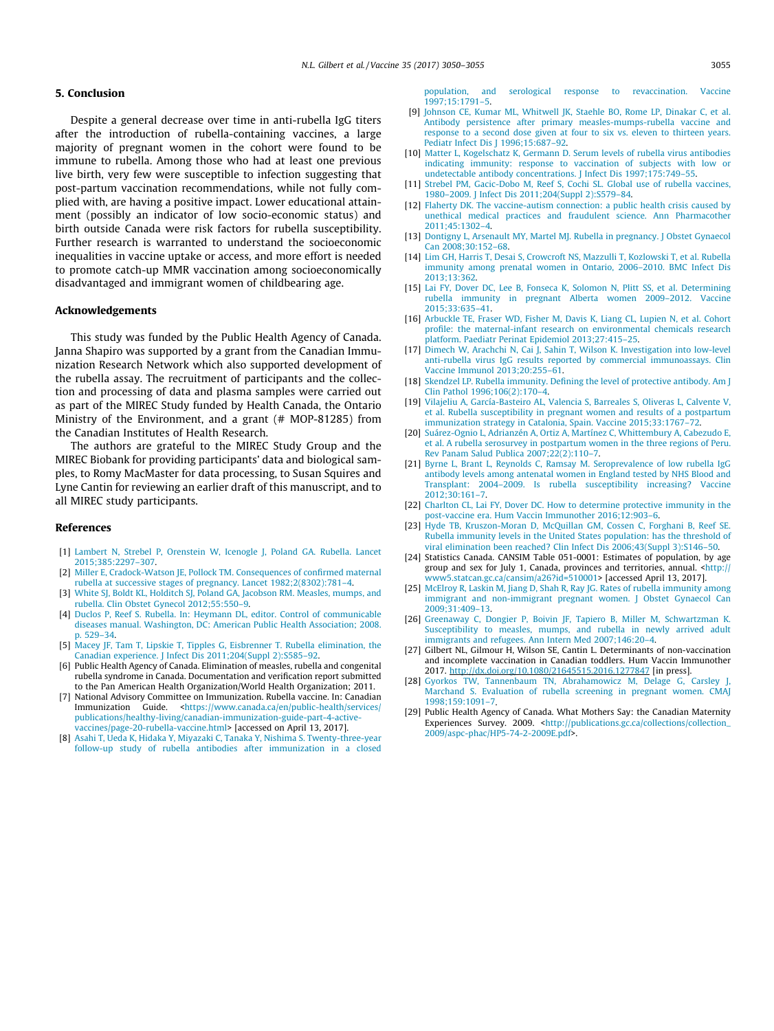## 5. Conclusion

Despite a general decrease over time in anti-rubella IgG titers after the introduction of rubella-containing vaccines, a large majority of pregnant women in the cohort were found to be immune to rubella. Among those who had at least one previous live birth, very few were susceptible to infection suggesting that post-partum vaccination recommendations, while not fully complied with, are having a positive impact. Lower educational attainment (possibly an indicator of low socio-economic status) and birth outside Canada were risk factors for rubella susceptibility. Further research is warranted to understand the socioeconomic inequalities in vaccine uptake or access, and more effort is needed to promote catch-up MMR vaccination among socioeconomically disadvantaged and immigrant women of childbearing age.

## Acknowledgements

This study was funded by the Public Health Agency of Canada. Janna Shapiro was supported by a grant from the Canadian Immunization Research Network which also supported development of the rubella assay. The recruitment of participants and the collection and processing of data and plasma samples were carried out as part of the MIREC Study funded by Health Canada, the Ontario Ministry of the Environment, and a grant (# MOP-81285) from the Canadian Institutes of Health Research.

The authors are grateful to the MIREC Study Group and the MIREC Biobank for providing participants' data and biological samples, to Romy MacMaster for data processing, to Susan Squires and Lyne Cantin for reviewing an earlier draft of this manuscript, and to all MIREC study participants.

## References

[1] Lambert N, Strebel P, Orenstein W, Icenogle J, Poland GA. Rubella. Lancet 2015;385:2297–307.

[2] Miller E, Cradock-Watson JE, Pollock TM. Consequences of confirmed maternal rubella at successive stages of pregnancy. Lancet 1982;2(8302):781–4.

[3] White SJ, Boldt KL, Holditch SJ, Poland GA, Jacobson RM. Measles, mumps, and rubella. Clin Obstet Gynecol 2012;55:550–9.

[4] Duclos P, Reef S. Rubella. In: Heymann DL, editor. Control of communicable diseases manual. Washington, DC: American Public Health Association; 2008. p. 529–34.

[5] Macey JF, Tam T, Lipskie T, Tipples G, Eisbrenner T. Rubella elimination, the Canadian experience. J Infect Dis 2011;204(Suppl 2):S585–92.

[6] Public Health Agency of Canada. Elimination of measles, rubella and congenital rubella syndrome in Canada. Documentation and verification report submitted to the Pan American Health Organization/World Health Organization; 2011.

[7] National Advisory Committee on Immunization. Rubella vaccine. In: Canadian Immunization Guide. <https://www.canada.ca/en/public-health/services/publications/healthy-living/canadian-immunization-guide-part-4-active-vaccines/page-20-rubella-vaccine.html> [accessed on April 13, 2017].

[8] Asahi T, Ueda K, Hidaka Y, Miyazaki C, Tanaka Y, Nishima S. Twenty-three-year follow-up study of rubella antibodies after immunization in a closed population, and serological response to revaccination. Vaccine 1997;15:1791–5.

[9] Johnson CE, Kumar ML, Whitwell JK, Staehle BO, Rome LP, Dinakar C, et al. Antibody persistence after primary measles-mumps-rubella vaccine and response to a second dose given at four to six vs. eleven to thirteen years. Pediatr Infect Dis J 1996;15:687–92.

[10] Matter L, Kogelschatz K, Germann D. Serum levels of rubella virus antibodies indicating immunity: response to vaccination of subjects with low or undetectable antibody concentrations. J Infect Dis 1997;175:749–55.

[11] Strebel PM, Gacic-Dobo M, Reef S, Cochi SL. Global use of rubella vaccines, 1980–2009. J Infect Dis 2011;204(Suppl 2):S579–84.

[12] Flaherty DK. The vaccine-autism connection: a public health crisis caused by unethical medical practices and fraudulent science. Ann Pharmacother 2011;45:1302–4.

[13] Dontigny L, Arsenault MY, Martel MJ. Rubella in pregnancy. J Obstet Gynaecol Can 2008;30:152–68.

[14] Lim GH, Harris T, Desai S, Crowcroft NS, Mazzulli T, Kozlowski T, et al. Rubella immunity among prenatal women in Ontario, 2006–2010. BMC Infect Dis 2013;13:362.

[15] Lai FY, Dover DC, Lee B, Fonseca K, Solomon N, Plitt SS, et al. Determining rubella immunity in pregnant Alberta women 2009–2012. Vaccine 2015;33:635–41.

[16] Arbuckle TE, Fraser WD, Fisher M, Davis K, Liang CL, Lupien N, et al. Cohort profile: the maternal-infant research on environmental chemicals research platform. Paediatr Perinat Epidemiol 2013;27:415–25.

[17] Dimech W, Arachchi N, Cai J, Sahin T, Wilson K. Investigation into low-level anti-rubella virus IgG results reported by commercial immunoassays. Clin Vaccine Immunol 2013;20:255–61.

[18] Skendzel LP. Rubella immunity. Defining the level of protective antibody. Am J Clin Pathol 1996;106(2):170–4.

[19] Vilajeliu A, García-Basteiro AL, Valencia S, Barreales S, Oliveras L, Calvente V, et al. Rubella susceptibility in pregnant women and results of a postpartum immunization strategy in Catalonia, Spain. Vaccine 2015;33:1767–72.

[20] Suárez-Ognio L, Adrianzén A, Ortiz A, Martínez C, Whittembury A, Cabezudo E, et al. A rubella serosurvey in postpartum women in the three regions of Peru. Rev Panam Salud Publica 2007;22(2):110–7.

[21] Byrne L, Brant L, Reynolds C, Ramsay M. Seroprevalence of low rubella IgG antibody levels among antenatal women in England tested by NHS Blood and Transplant: 2004–2009. Is rubella susceptibility increasing? Vaccine 2012;30:161–7.

[22] Charlton CL, Lai FY, Dover DC. How to determine protective immunity in the post-vaccine era. Hum Vaccin Immunother 2016;12:903–6.

[23] Hyde TB, Kruszon-Moran D, McQuillan GM, Cossen C, Forghani B, Reef SE. Rubella immunity levels in the United States population: has the threshold of viral elimination been reached? Clin Infect Dis 2006;43(Suppl 3):S146–50.

[24] Statistics Canada. CANSIM Table 051-0001: Estimates of population, by age group and sex for July 1, Canada, provinces and territories, annual. <http://www5.statcan.gc.ca/cansim/a26?id=510001> [accessed April 13, 2017].

[25] McElroy R, Laskin M, Jiang D, Shah R, Ray JG. Rates of rubella immunity among immigrant and non-immigrant pregnant women. J Obstet Gynaecol Can 2009;31:409–13.

[26] Greenaway C, Dongier P, Boivin JF, Tapiero B, Miller M, Schwartzman K. Susceptibility to measles, mumps, and rubella in newly arrived adult immigrants and refugees. Ann Intern Med 2007;146:20–4.

[27] Gilbert NL, Gilmour H, Wilson SE, Cantin L. Determinants of non-vaccination and incomplete vaccination in Canadian toddlers. Hum Vaccin Immunother 2017. http://dx.doi.org/10.1080/21645515.2016.1277847 [in press].

[28] Gyorkos TW, Tannenbaum TN, Abrahamowicz M, Delage G, Carsley J, Marchand S. Evaluation of rubella screening in pregnant women. CMAJ 1998;159:1091–7.

[29] Public Health Agency of Canada. What Mothers Say: the Canadian Maternity Experiences Survey. 2009. <http://publications.gc.ca/collections/collection_2009/aspc-phac/HP5-74-2-2009E.pdf>.